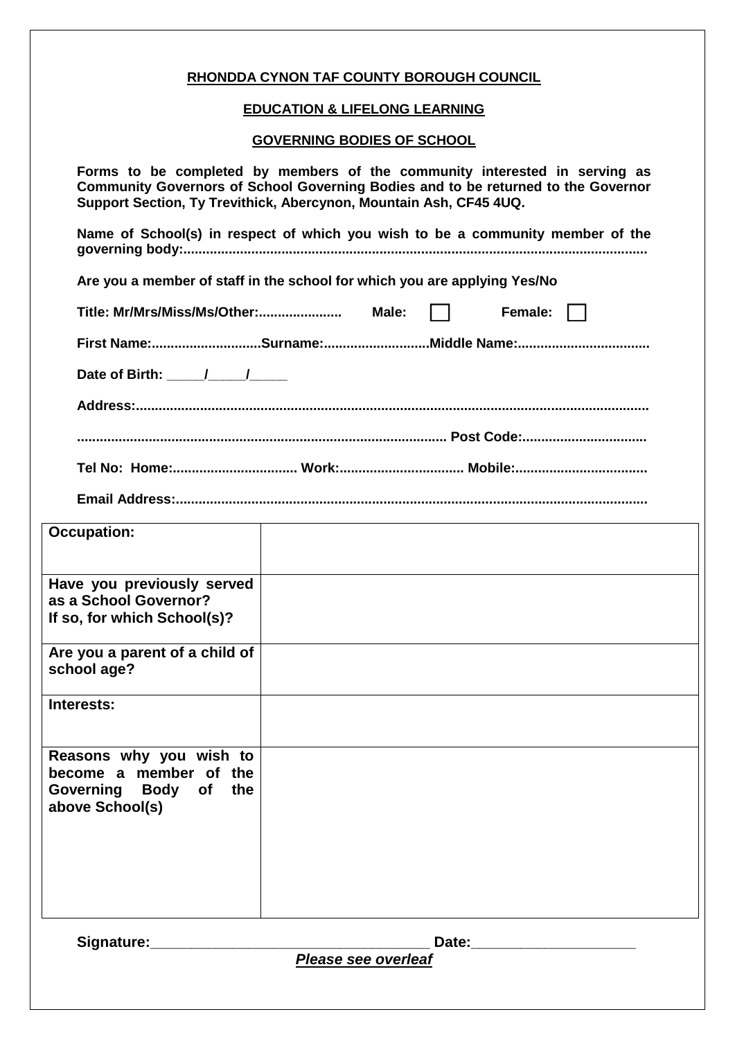**RHONDDA CYNON TAF COUNTY BOROUGH COUNCIL**

**EDUCATION & LIFELONG LEARNING**

**GOVERNING BODIES OF SCHOOL**

**Forms to be completed by members of the community interested in serving as Community Governors of School Governing Bodies and to be returned to the Governor Support Section, Ty Trevithick, Abercynon, Mountain Ash, CF45 4UQ.**

**Name of School(s) in respect of which you wish to be a community member of the governing body:..........................................................................................................................**

**Are you a member of staff in the school for which you are applying Yes/No**

**Title: Mr/Mrs/Miss/Ms/Other:......................  Male: ☐  Female: ☐**

**First Name:.............................Surname:...........................Middle Name:...................................**

**Date of Birth: _____/_____/_____**

**Address:......................................................................................................................................**

**................................................................................................ Post Code:.................................**

**Tel No: Home:................................ Work:................................ Mobile:...................................**

**Email Address:............................................................................................................................**

| **Occupation:** | |
|---|---|
| **Have you previously served as a School Governor? If so, for which School(s)?** | |
| **Are you a parent of a child of school age?** | |
| **Interests:** | |
| **Reasons why you wish to become a member of the Governing Body of the above School(s)** | |

**Signature:___________________________________ Date:____________________**

***Please see overleaf***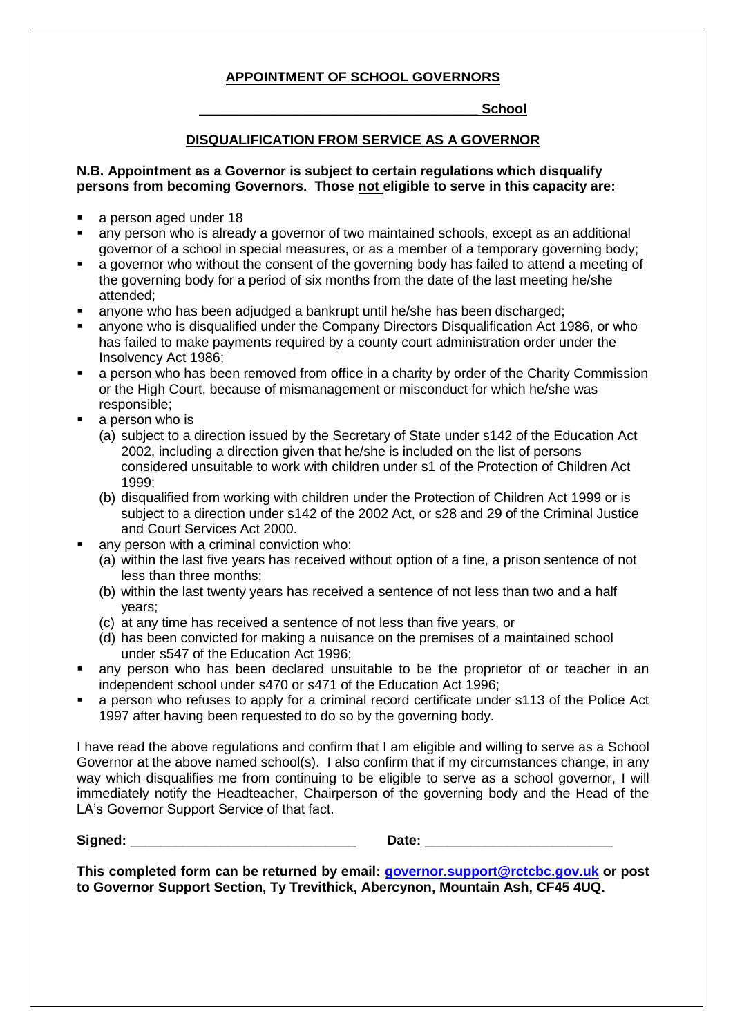**APPOINTMENT OF SCHOOL GOVERNORS**

**\_\_\_\_\_\_\_\_\_\_\_\_\_\_\_\_\_\_\_\_\_\_\_\_\_\_\_\_\_\_\_\_\_\_\_\_\_ School**

**DISQUALIFICATION FROM SERVICE AS A GOVERNOR**

**N.B. Appointment as a Governor is subject to certain regulations which disqualify persons from becoming Governors. Those not eligible to serve in this capacity are:**

- a person aged under 18
- any person who is already a governor of two maintained schools, except as an additional governor of a school in special measures, or as a member of a temporary governing body;
- a governor who without the consent of the governing body has failed to attend a meeting of the governing body for a period of six months from the date of the last meeting he/she attended;
- anyone who has been adjudged a bankrupt until he/she has been discharged;
- anyone who is disqualified under the Company Directors Disqualification Act 1986, or who has failed to make payments required by a county court administration order under the Insolvency Act 1986;
- a person who has been removed from office in a charity by order of the Charity Commission or the High Court, because of mismanagement or misconduct for which he/she was responsible;
- a person who is
  - (a) subject to a direction issued by the Secretary of State under s142 of the Education Act 2002, including a direction given that he/she is included on the list of persons considered unsuitable to work with children under s1 of the Protection of Children Act 1999;
  - (b) disqualified from working with children under the Protection of Children Act 1999 or is subject to a direction under s142 of the 2002 Act, or s28 and 29 of the Criminal Justice and Court Services Act 2000.
- any person with a criminal conviction who:
  - (a) within the last five years has received without option of a fine, a prison sentence of not less than three months;
  - (b) within the last twenty years has received a sentence of not less than two and a half years;
  - (c) at any time has received a sentence of not less than five years, or
  - (d) has been convicted for making a nuisance on the premises of a maintained school under s547 of the Education Act 1996;
- any person who has been declared unsuitable to be the proprietor of or teacher in an independent school under s470 or s471 of the Education Act 1996;
- a person who refuses to apply for a criminal record certificate under s113 of the Police Act 1997 after having been requested to do so by the governing body.

I have read the above regulations and confirm that I am eligible and willing to serve as a School Governor at the above named school(s). I also confirm that if my circumstances change, in any way which disqualifies me from continuing to be eligible to serve as a school governor, I will immediately notify the Headteacher, Chairperson of the governing body and the Head of the LA's Governor Support Service of that fact.

**Signed:** \_\_\_\_\_\_\_\_\_\_\_\_\_\_\_\_\_\_\_\_\_\_\_\_\_\_\_\_\_\_ **Date:** \_\_\_\_\_\_\_\_\_\_\_\_\_\_\_\_\_\_\_\_\_\_\_\_\_

**This completed form can be returned by email: governor.support@rctcbc.gov.uk or post to Governor Support Section, Ty Trevithick, Abercynon, Mountain Ash, CF45 4UQ.**